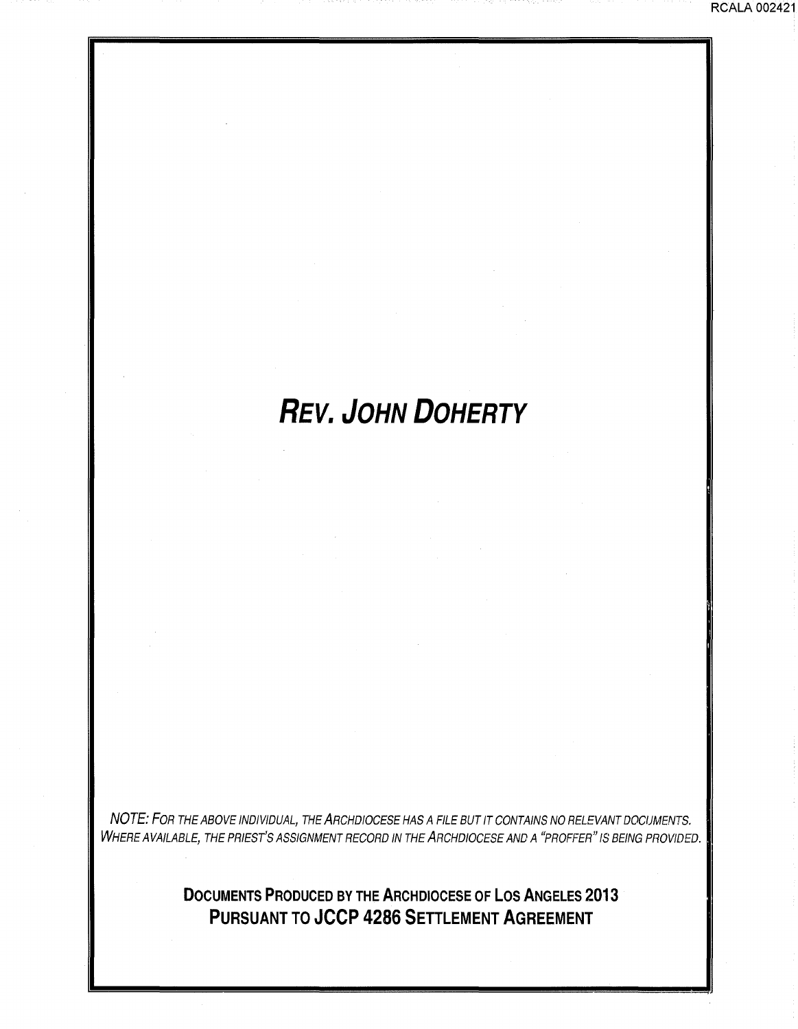# *Rev. John Doherty*

*NOTE: For the above individual, the Archdiocese has a file but it contains no relevant documents. Where available, the priest's assignment record in the Archdiocese and a "proffer" is being provided.*

**Documents Produced by the Archdiocese of Los Angeles 2013**
**Pursuant to JCCP 4286 Settlement Agreement**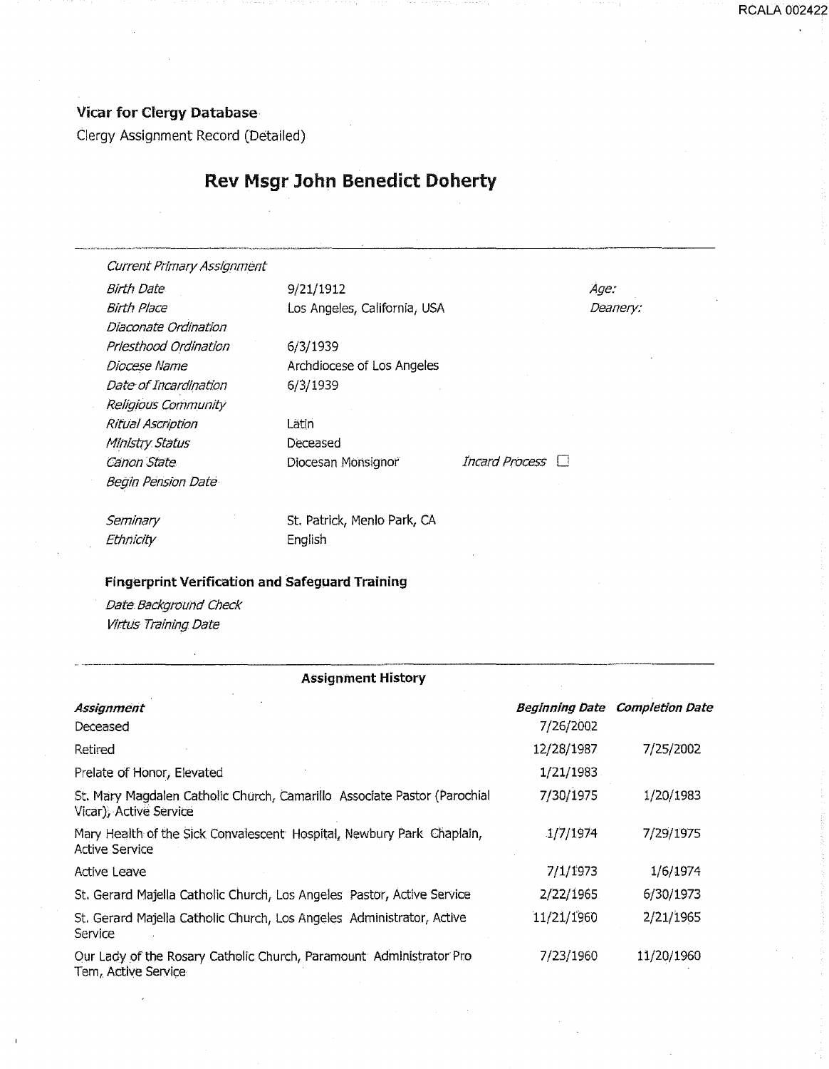**Vicar for Clergy Database**

Clergy Assignment Record (Detailed)

## Rev Msgr John Benedict Doherty

*Current Primary Assignment*

| | | | |
|---|---|---|---|
| *Birth Date* | 9/21/1912 | | *Age:* |
| *Birth Place* | Los Angeles, California, USA | | *Deanery:* |
| *Diaconate Ordination* | | | |
| *Priesthood Ordination* | 6/3/1939 | | |
| *Diocese Name* | Archdiocese of Los Angeles | | |
| *Date of Incardination* | 6/3/1939 | | |
| *Religious Community* | | | |
| *Ritual Ascription* | Latin | | |
| *Ministry Status* | Deceased | | |
| *Canon State* | Diocesan Monsignor | *Incard Process* ☐ | |
| *Begin Pension Date* | | | |
| *Seminary* | St. Patrick, Menlo Park, CA | | |
| *Ethnicity* | English | | |

**Fingerprint Verification and Safeguard Training**

*Date Background Check*

*Virtus Training Date*

**Assignment History**

| *Assignment* | *Beginning Date* | *Completion Date* |
|---|---|---|
| Deceased | 7/26/2002 | |
| Retired | 12/28/1987 | 7/25/2002 |
| Prelate of Honor, Elevated | 1/21/1983 | |
| St. Mary Magdalen Catholic Church, Camarillo Associate Pastor (Parochial Vicar), Active Service | 7/30/1975 | 1/20/1983 |
| Mary Health of the Sick Convalescent Hospital, Newbury Park Chaplain, Active Service | 1/7/1974 | 7/29/1975 |
| Active Leave | 7/1/1973 | 1/6/1974 |
| St. Gerard Majella Catholic Church, Los Angeles Pastor, Active Service | 2/22/1965 | 6/30/1973 |
| St. Gerard Majella Catholic Church, Los Angeles Administrator, Active Service | 11/21/1960 | 2/21/1965 |
| Our Lady of the Rosary Catholic Church, Paramount Administrator Pro Tem, Active Service | 7/23/1960 | 11/20/1960 |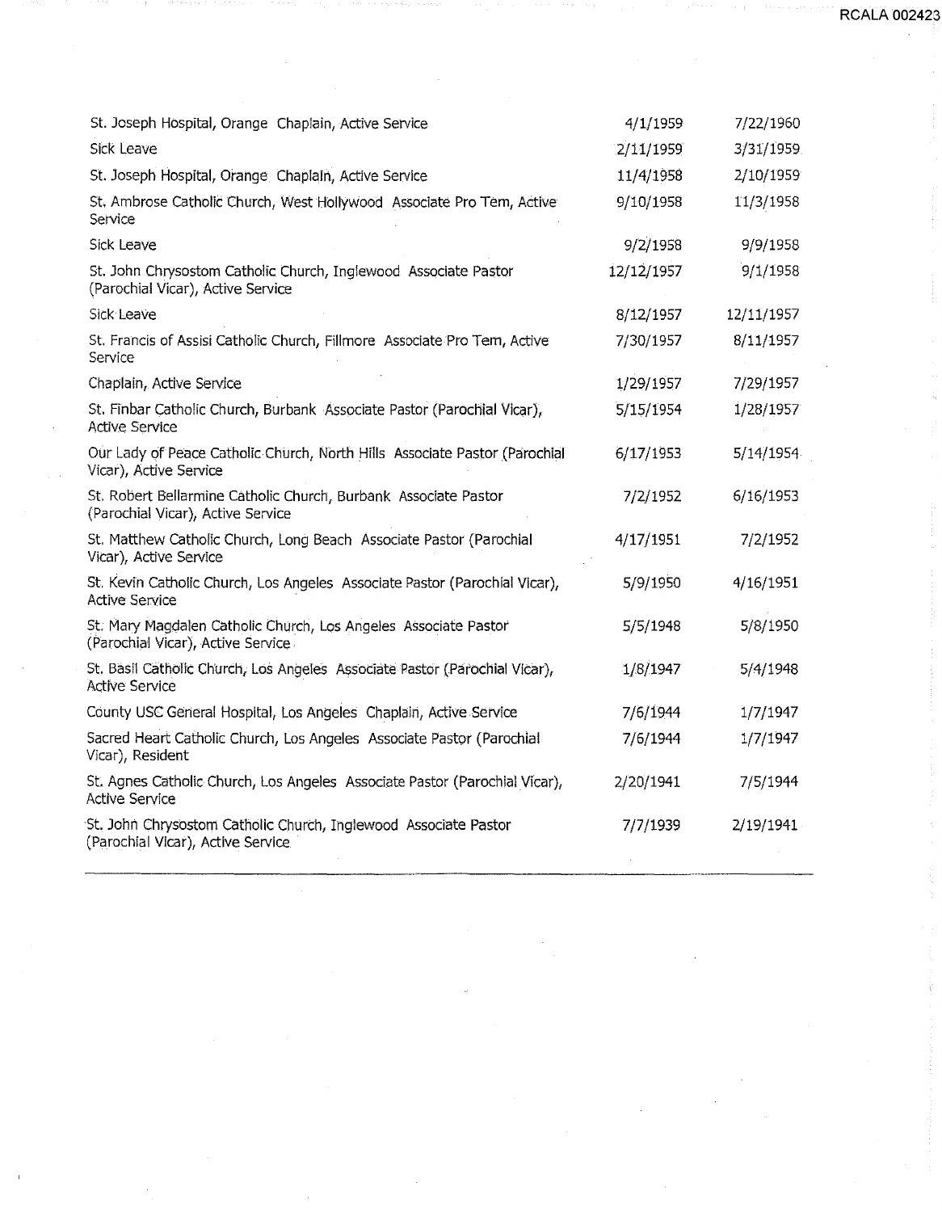| | | |
|---|---|---|
| St. Joseph Hospital, Orange Chaplain, Active Service | 4/1/1959 | 7/22/1960 |
| Sick Leave | 2/11/1959 | 3/31/1959 |
| St. Joseph Hospital, Orange Chaplain, Active Service | 11/4/1958 | 2/10/1959 |
| St. Ambrose Catholic Church, West Hollywood Associate Pro Tem, Active Service | 9/10/1958 | 11/3/1958 |
| Sick Leave | 9/2/1958 | 9/9/1958 |
| St. John Chrysostom Catholic Church, Inglewood Associate Pastor (Parochial Vicar), Active Service | 12/12/1957 | 9/1/1958 |
| Sick Leave | 8/12/1957 | 12/11/1957 |
| St. Francis of Assisi Catholic Church, Fillmore Associate Pro Tem, Active Service | 7/30/1957 | 8/11/1957 |
| Chaplain, Active Service | 1/29/1957 | 7/29/1957 |
| St. Finbar Catholic Church, Burbank Associate Pastor (Parochial Vicar), Active Service | 5/15/1954 | 1/28/1957 |
| Our Lady of Peace Catholic Church, North Hills Associate Pastor (Parochial Vicar), Active Service | 6/17/1953 | 5/14/1954 |
| St. Robert Bellarmine Catholic Church, Burbank Associate Pastor (Parochial Vicar), Active Service | 7/2/1952 | 6/16/1953 |
| St. Matthew Catholic Church, Long Beach Associate Pastor (Parochial Vicar), Active Service | 4/17/1951 | 7/2/1952 |
| St. Kevin Catholic Church, Los Angeles Associate Pastor (Parochial Vicar), Active Service | 5/9/1950 | 4/16/1951 |
| St. Mary Magdalen Catholic Church, Los Angeles Associate Pastor (Parochial Vicar), Active Service | 5/5/1948 | 5/8/1950 |
| St. Basil Catholic Church, Los Angeles Associate Pastor (Parochial Vicar), Active Service | 1/8/1947 | 5/4/1948 |
| County USC General Hospital, Los Angeles Chaplain, Active Service | 7/6/1944 | 1/7/1947 |
| Sacred Heart Catholic Church, Los Angeles Associate Pastor (Parochial Vicar), Resident | 7/6/1944 | 1/7/1947 |
| St. Agnes Catholic Church, Los Angeles Associate Pastor (Parochial Vicar), Active Service | 2/20/1941 | 7/5/1944 |
| St. John Chrysostom Catholic Church, Inglewood Associate Pastor (Parochial Vicar), Active Service | 7/7/1939 | 2/19/1941 |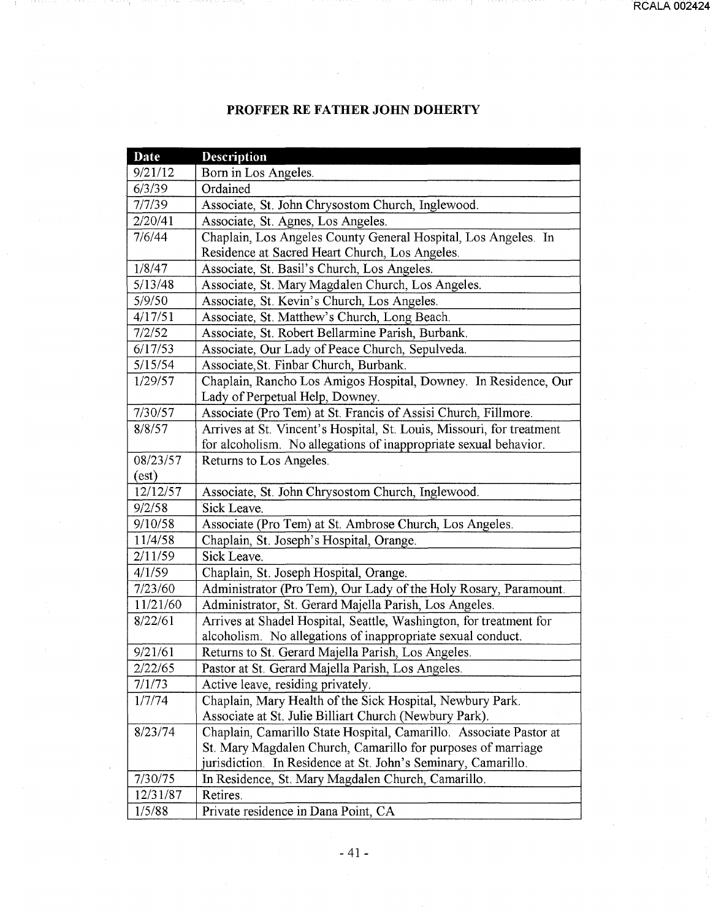# PROFFER RE FATHER JOHN DOHERTY

| Date | Description |
|---|---|
| 9/21/12 | Born in Los Angeles. |
| 6/3/39 | Ordained |
| 7/7/39 | Associate, St. John Chrysostom Church, Inglewood. |
| 2/20/41 | Associate, St. Agnes, Los Angeles. |
| 7/6/44 | Chaplain, Los Angeles County General Hospital, Los Angeles. In Residence at Sacred Heart Church, Los Angeles. |
| 1/8/47 | Associate, St. Basil's Church, Los Angeles. |
| 5/13/48 | Associate, St. Mary Magdalen Church, Los Angeles. |
| 5/9/50 | Associate, St. Kevin's Church, Los Angeles. |
| 4/17/51 | Associate, St. Matthew's Church, Long Beach. |
| 7/2/52 | Associate, St. Robert Bellarmine Parish, Burbank. |
| 6/17/53 | Associate, Our Lady of Peace Church, Sepulveda. |
| 5/15/54 | Associate, St. Finbar Church, Burbank. |
| 1/29/57 | Chaplain, Rancho Los Amigos Hospital, Downey. In Residence, Our Lady of Perpetual Help, Downey. |
| 7/30/57 | Associate (Pro Tem) at St. Francis of Assisi Church, Fillmore. |
| 8/8/57 | Arrives at St. Vincent's Hospital, St. Louis, Missouri, for treatment for alcoholism. No allegations of inappropriate sexual behavior. |
| 08/23/57 (est) | Returns to Los Angeles. |
| 12/12/57 | Associate, St. John Chrysostom Church, Inglewood. |
| 9/2/58 | Sick Leave. |
| 9/10/58 | Associate (Pro Tem) at St. Ambrose Church, Los Angeles. |
| 11/4/58 | Chaplain, St. Joseph's Hospital, Orange. |
| 2/11/59 | Sick Leave. |
| 4/1/59 | Chaplain, St. Joseph Hospital, Orange. |
| 7/23/60 | Administrator (Pro Tem), Our Lady of the Holy Rosary, Paramount. |
| 11/21/60 | Administrator, St. Gerard Majella Parish, Los Angeles. |
| 8/22/61 | Arrives at Shadel Hospital, Seattle, Washington, for treatment for alcoholism. No allegations of inappropriate sexual conduct. |
| 9/21/61 | Returns to St. Gerard Majella Parish, Los Angeles. |
| 2/22/65 | Pastor at St. Gerard Majella Parish, Los Angeles. |
| 7/1/73 | Active leave, residing privately. |
| 1/7/74 | Chaplain, Mary Health of the Sick Hospital, Newbury Park. Associate at St. Julie Billiart Church (Newbury Park). |
| 8/23/74 | Chaplain, Camarillo State Hospital, Camarillo. Associate Pastor at St. Mary Magdalen Church, Camarillo for purposes of marriage jurisdiction. In Residence at St. John's Seminary, Camarillo. |
| 7/30/75 | In Residence, St. Mary Magdalen Church, Camarillo. |
| 12/31/87 | Retires. |
| 1/5/88 | Private residence in Dana Point, CA |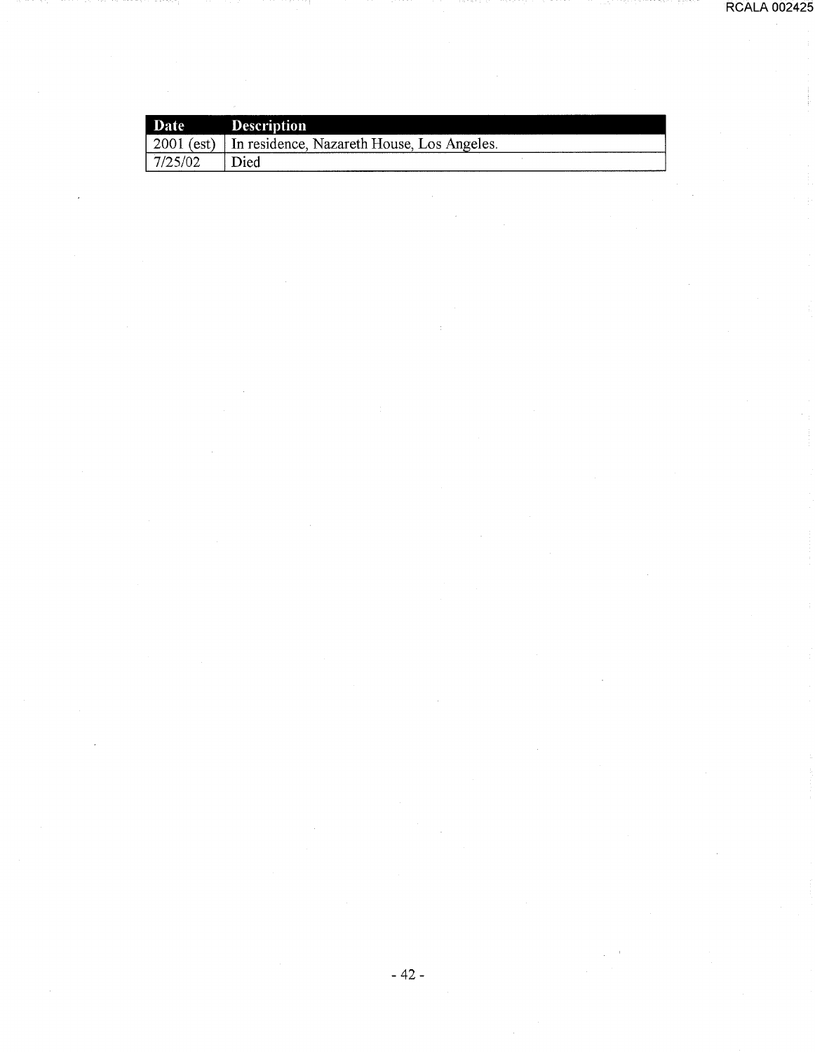| Date | Description |
|---|---|
| 2001 (est) | In residence, Nazareth House, Los Angeles. |
| 7/25/02 | Died |